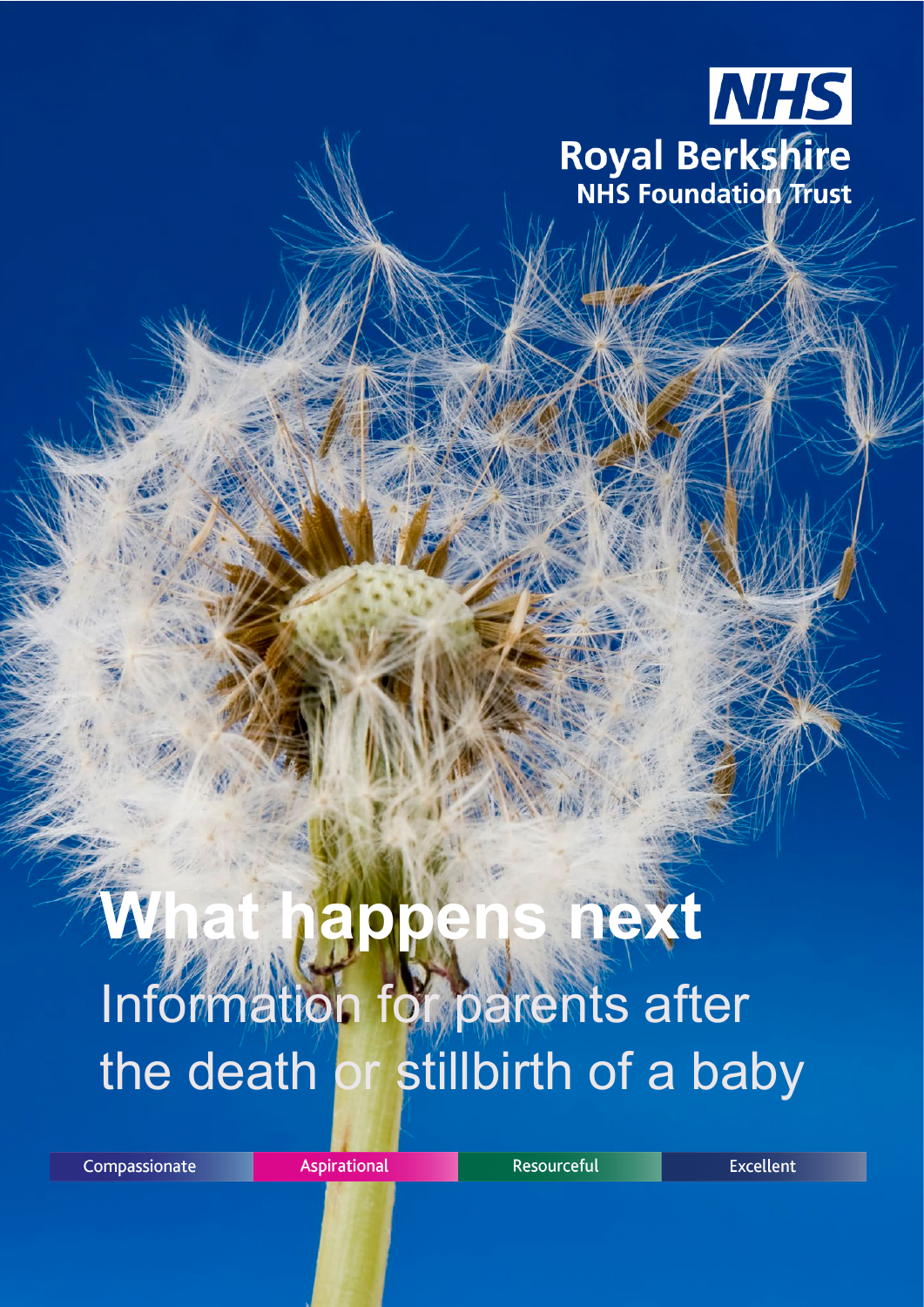NHS

Royal Berkshire
NHS Foundation Trust

# What happens next

## Information for parents after the death or stillbirth of a baby

Compassionate | Aspirational | Resourceful | Excellent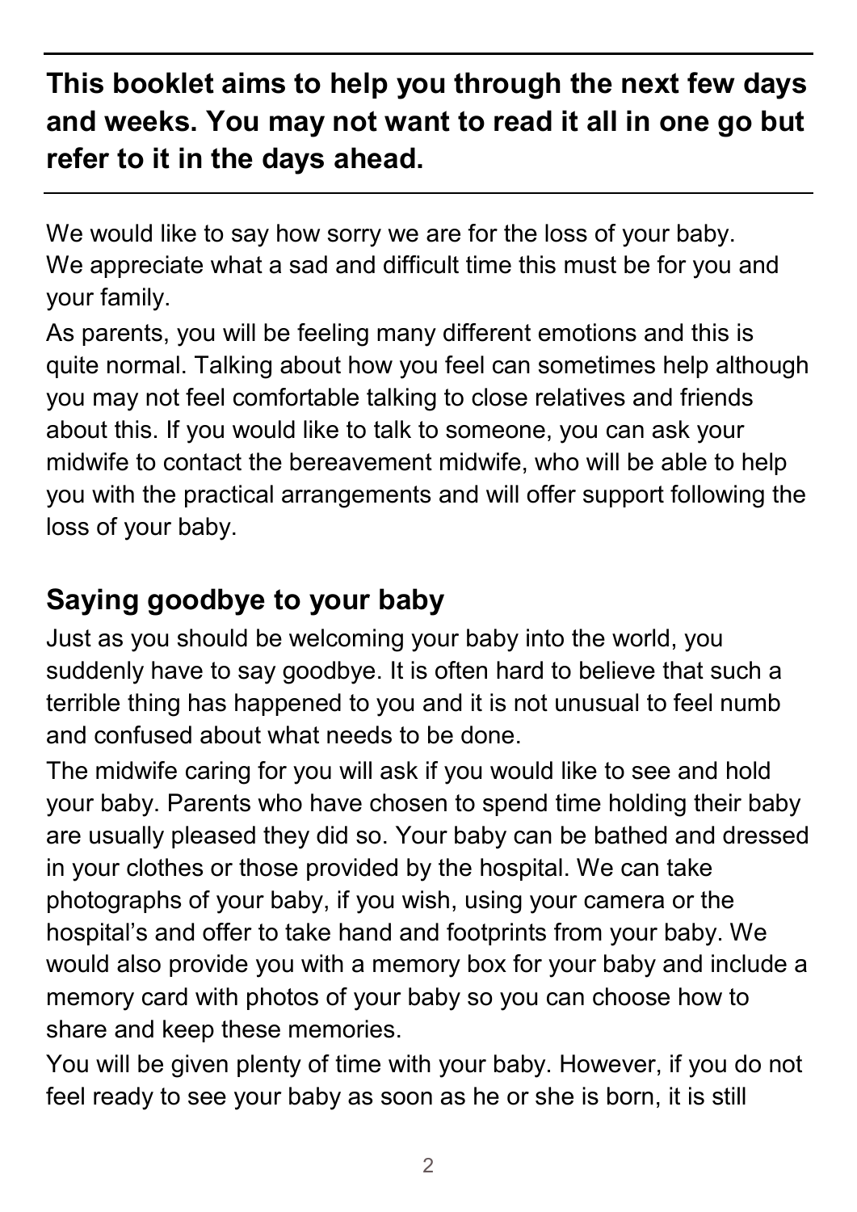**This booklet aims to help you through the next few days and weeks. You may not want to read it all in one go but refer to it in the days ahead.**

---

We would like to say how sorry we are for the loss of your baby. We appreciate what a sad and difficult time this must be for you and your family.

As parents, you will be feeling many different emotions and this is quite normal. Talking about how you feel can sometimes help although you may not feel comfortable talking to close relatives and friends about this. If you would like to talk to someone, you can ask your midwife to contact the bereavement midwife, who will be able to help you with the practical arrangements and will offer support following the loss of your baby.

## Saying goodbye to your baby

Just as you should be welcoming your baby into the world, you suddenly have to say goodbye. It is often hard to believe that such a terrible thing has happened to you and it is not unusual to feel numb and confused about what needs to be done.

The midwife caring for you will ask if you would like to see and hold your baby. Parents who have chosen to spend time holding their baby are usually pleased they did so. Your baby can be bathed and dressed in your clothes or those provided by the hospital. We can take photographs of your baby, if you wish, using your camera or the hospital's and offer to take hand and footprints from your baby. We would also provide you with a memory box for your baby and include a memory card with photos of your baby so you can choose how to share and keep these memories.

You will be given plenty of time with your baby. However, if you do not feel ready to see your baby as soon as he or she is born, it is still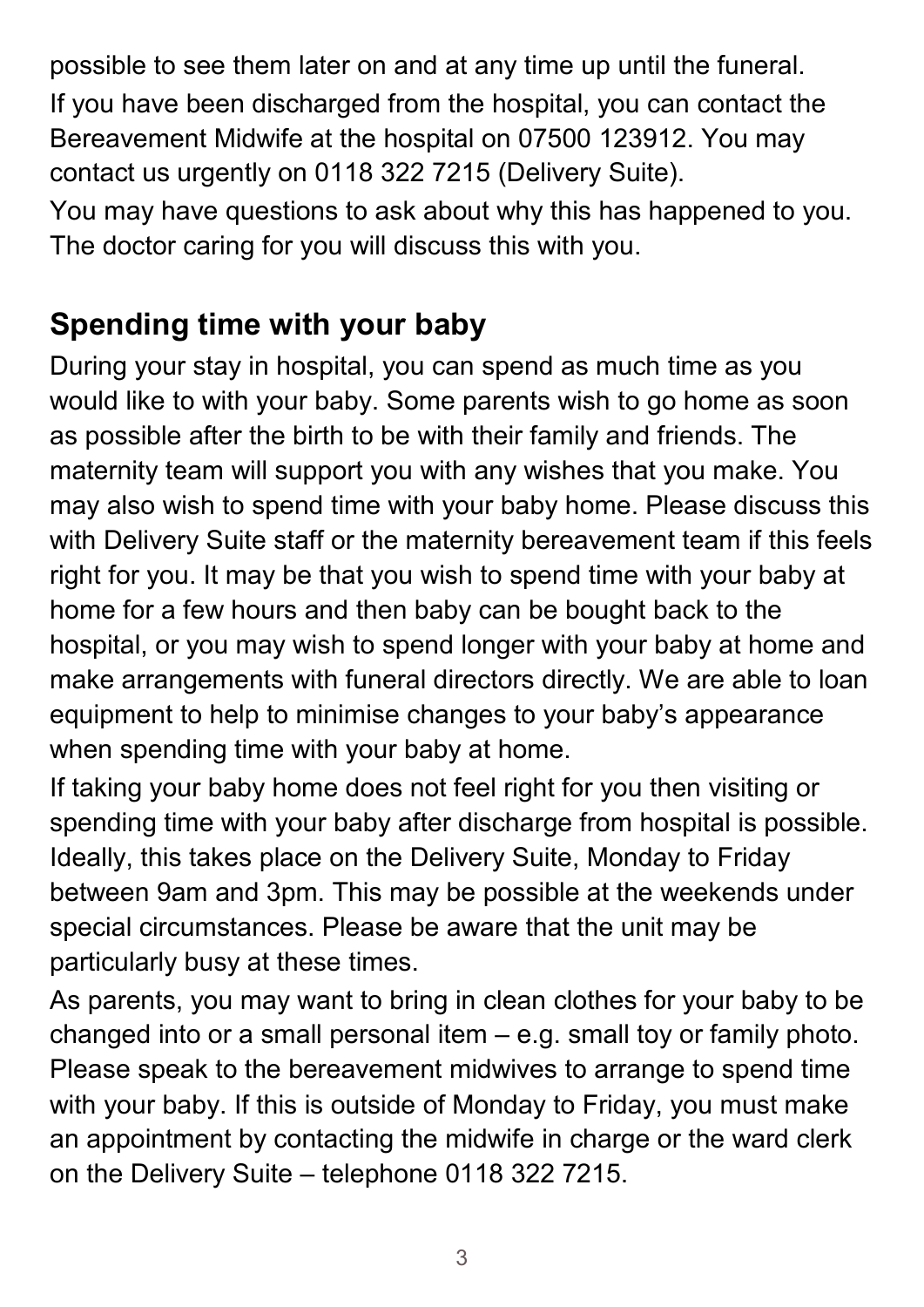possible to see them later on and at any time up until the funeral. If you have been discharged from the hospital, you can contact the Bereavement Midwife at the hospital on 07500 123912. You may contact us urgently on 0118 322 7215 (Delivery Suite).

You may have questions to ask about why this has happened to you. The doctor caring for you will discuss this with you.

## Spending time with your baby

During your stay in hospital, you can spend as much time as you would like to with your baby. Some parents wish to go home as soon as possible after the birth to be with their family and friends. The maternity team will support you with any wishes that you make. You may also wish to spend time with your baby home. Please discuss this with Delivery Suite staff or the maternity bereavement team if this feels right for you. It may be that you wish to spend time with your baby at home for a few hours and then baby can be bought back to the hospital, or you may wish to spend longer with your baby at home and make arrangements with funeral directors directly. We are able to loan equipment to help to minimise changes to your baby's appearance when spending time with your baby at home.

If taking your baby home does not feel right for you then visiting or spending time with your baby after discharge from hospital is possible. Ideally, this takes place on the Delivery Suite, Monday to Friday between 9am and 3pm. This may be possible at the weekends under special circumstances. Please be aware that the unit may be particularly busy at these times.

As parents, you may want to bring in clean clothes for your baby to be changed into or a small personal item – e.g. small toy or family photo. Please speak to the bereavement midwives to arrange to spend time with your baby. If this is outside of Monday to Friday, you must make an appointment by contacting the midwife in charge or the ward clerk on the Delivery Suite – telephone 0118 322 7215.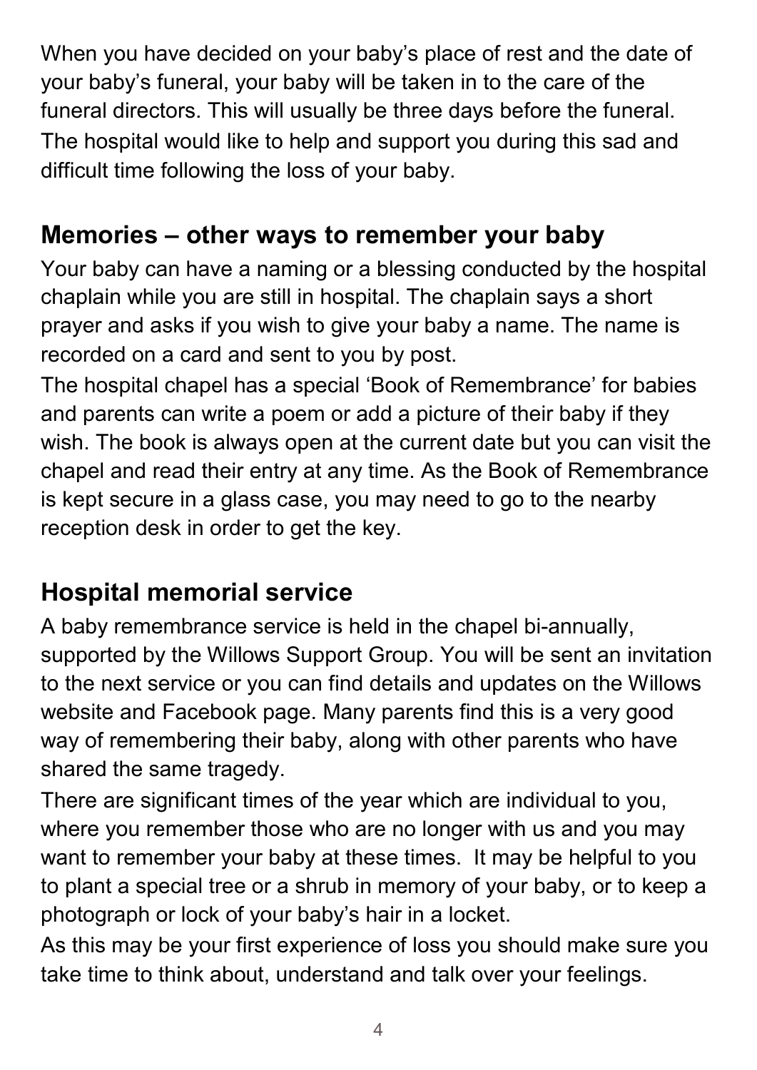When you have decided on your baby's place of rest and the date of your baby's funeral, your baby will be taken in to the care of the funeral directors. This will usually be three days before the funeral. The hospital would like to help and support you during this sad and difficult time following the loss of your baby.

## Memories – other ways to remember your baby

Your baby can have a naming or a blessing conducted by the hospital chaplain while you are still in hospital. The chaplain says a short prayer and asks if you wish to give your baby a name. The name is recorded on a card and sent to you by post.

The hospital chapel has a special 'Book of Remembrance' for babies and parents can write a poem or add a picture of their baby if they wish. The book is always open at the current date but you can visit the chapel and read their entry at any time. As the Book of Remembrance is kept secure in a glass case, you may need to go to the nearby reception desk in order to get the key.

## Hospital memorial service

A baby remembrance service is held in the chapel bi-annually, supported by the Willows Support Group. You will be sent an invitation to the next service or you can find details and updates on the Willows website and Facebook page. Many parents find this is a very good way of remembering their baby, along with other parents who have shared the same tragedy.

There are significant times of the year which are individual to you, where you remember those who are no longer with us and you may want to remember your baby at these times. It may be helpful to you to plant a special tree or a shrub in memory of your baby, or to keep a photograph or lock of your baby's hair in a locket.

As this may be your first experience of loss you should make sure you take time to think about, understand and talk over your feelings.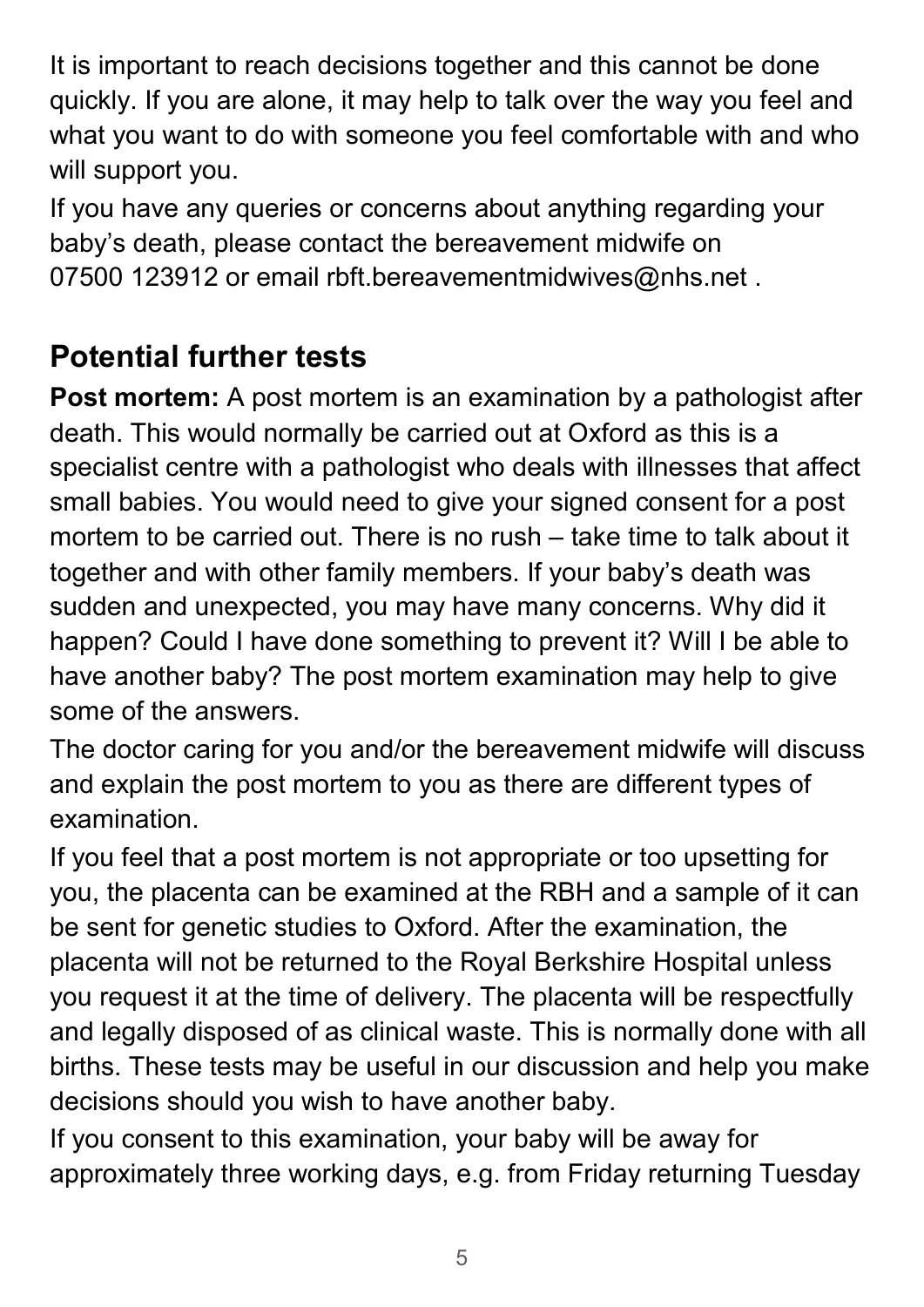It is important to reach decisions together and this cannot be done quickly. If you are alone, it may help to talk over the way you feel and what you want to do with someone you feel comfortable with and who will support you.

If you have any queries or concerns about anything regarding your baby's death, please contact the bereavement midwife on 07500 123912 or email rbft.bereavementmidwives@nhs.net .

## Potential further tests

**Post mortem:** A post mortem is an examination by a pathologist after death. This would normally be carried out at Oxford as this is a specialist centre with a pathologist who deals with illnesses that affect small babies. You would need to give your signed consent for a post mortem to be carried out. There is no rush – take time to talk about it together and with other family members. If your baby's death was sudden and unexpected, you may have many concerns. Why did it happen? Could I have done something to prevent it? Will I be able to have another baby? The post mortem examination may help to give some of the answers.

The doctor caring for you and/or the bereavement midwife will discuss and explain the post mortem to you as there are different types of examination.

If you feel that a post mortem is not appropriate or too upsetting for you, the placenta can be examined at the RBH and a sample of it can be sent for genetic studies to Oxford. After the examination, the placenta will not be returned to the Royal Berkshire Hospital unless you request it at the time of delivery. The placenta will be respectfully and legally disposed of as clinical waste. This is normally done with all births. These tests may be useful in our discussion and help you make decisions should you wish to have another baby.

If you consent to this examination, your baby will be away for approximately three working days, e.g. from Friday returning Tuesday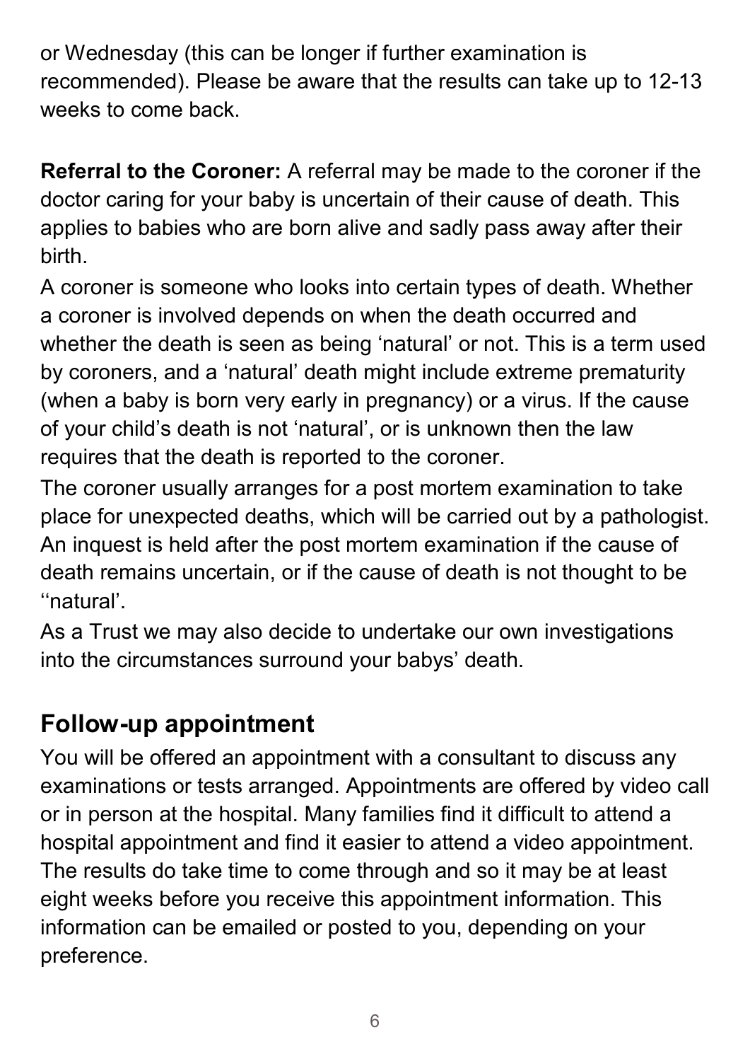or Wednesday (this can be longer if further examination is recommended). Please be aware that the results can take up to 12-13 weeks to come back.

**Referral to the Coroner:** A referral may be made to the coroner if the doctor caring for your baby is uncertain of their cause of death. This applies to babies who are born alive and sadly pass away after their birth.

A coroner is someone who looks into certain types of death. Whether a coroner is involved depends on when the death occurred and whether the death is seen as being 'natural' or not. This is a term used by coroners, and a 'natural' death might include extreme prematurity (when a baby is born very early in pregnancy) or a virus. If the cause of your child's death is not 'natural', or is unknown then the law requires that the death is reported to the coroner.

The coroner usually arranges for a post mortem examination to take place for unexpected deaths, which will be carried out by a pathologist. An inquest is held after the post mortem examination if the cause of death remains uncertain, or if the cause of death is not thought to be ''natural'.

As a Trust we may also decide to undertake our own investigations into the circumstances surround your babys' death.

## Follow-up appointment

You will be offered an appointment with a consultant to discuss any examinations or tests arranged. Appointments are offered by video call or in person at the hospital. Many families find it difficult to attend a hospital appointment and find it easier to attend a video appointment. The results do take time to come through and so it may be at least eight weeks before you receive this appointment information. This information can be emailed or posted to you, depending on your preference.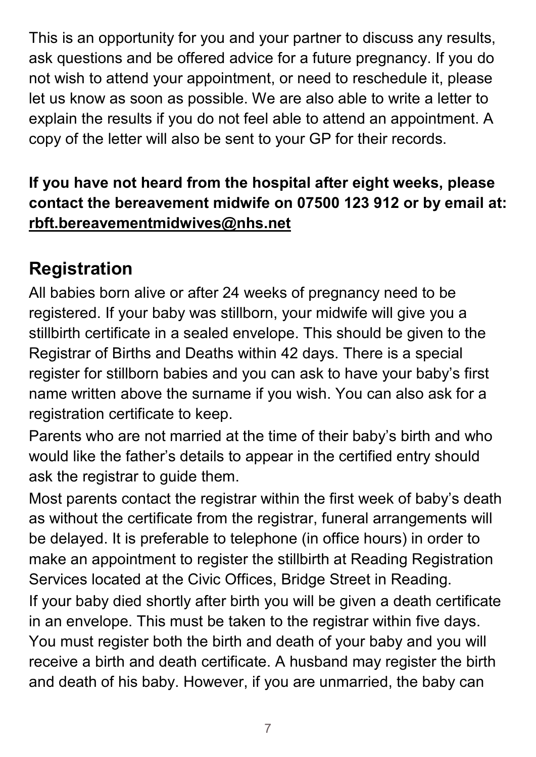This is an opportunity for you and your partner to discuss any results, ask questions and be offered advice for a future pregnancy. If you do not wish to attend your appointment, or need to reschedule it, please let us know as soon as possible. We are also able to write a letter to explain the results if you do not feel able to attend an appointment. A copy of the letter will also be sent to your GP for their records.

**If you have not heard from the hospital after eight weeks, please contact the bereavement midwife on 07500 123 912 or by email at: rbft.bereavementmidwives@nhs.net**

## Registration

All babies born alive or after 24 weeks of pregnancy need to be registered. If your baby was stillborn, your midwife will give you a stillbirth certificate in a sealed envelope. This should be given to the Registrar of Births and Deaths within 42 days. There is a special register for stillborn babies and you can ask to have your baby's first name written above the surname if you wish. You can also ask for a registration certificate to keep.

Parents who are not married at the time of their baby's birth and who would like the father's details to appear in the certified entry should ask the registrar to guide them.

Most parents contact the registrar within the first week of baby's death as without the certificate from the registrar, funeral arrangements will be delayed. It is preferable to telephone (in office hours) in order to make an appointment to register the stillbirth at Reading Registration Services located at the Civic Offices, Bridge Street in Reading.

If your baby died shortly after birth you will be given a death certificate in an envelope. This must be taken to the registrar within five days. You must register both the birth and death of your baby and you will receive a birth and death certificate. A husband may register the birth and death of his baby. However, if you are unmarried, the baby can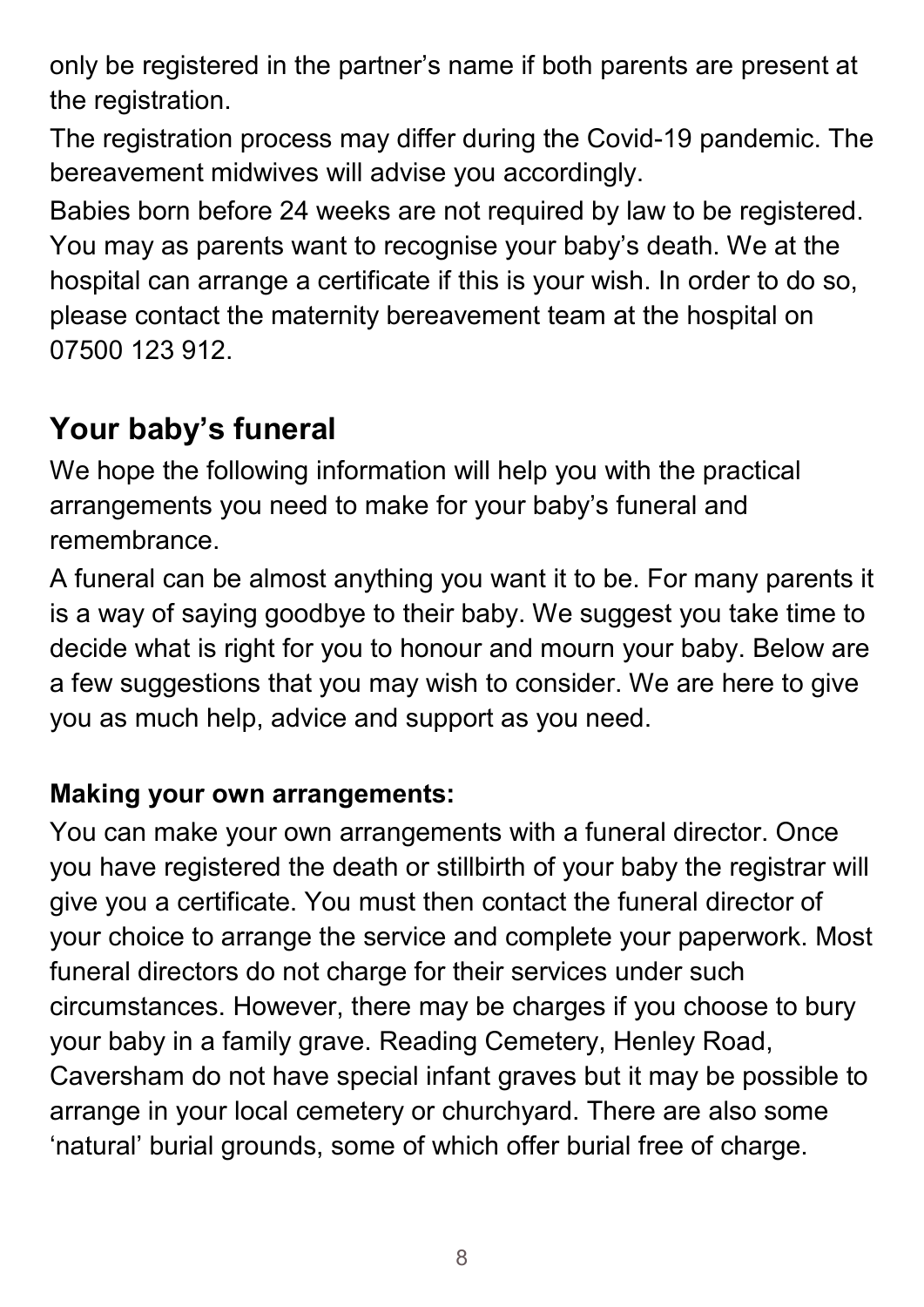only be registered in the partner's name if both parents are present at the registration.

The registration process may differ during the Covid-19 pandemic. The bereavement midwives will advise you accordingly.

Babies born before 24 weeks are not required by law to be registered. You may as parents want to recognise your baby's death. We at the hospital can arrange a certificate if this is your wish. In order to do so, please contact the maternity bereavement team at the hospital on 07500 123 912.

## Your baby's funeral

We hope the following information will help you with the practical arrangements you need to make for your baby's funeral and remembrance.

A funeral can be almost anything you want it to be. For many parents it is a way of saying goodbye to their baby. We suggest you take time to decide what is right for you to honour and mourn your baby. Below are a few suggestions that you may wish to consider. We are here to give you as much help, advice and support as you need.

**Making your own arrangements:**

You can make your own arrangements with a funeral director. Once you have registered the death or stillbirth of your baby the registrar will give you a certificate. You must then contact the funeral director of your choice to arrange the service and complete your paperwork. Most funeral directors do not charge for their services under such circumstances. However, there may be charges if you choose to bury your baby in a family grave. Reading Cemetery, Henley Road, Caversham do not have special infant graves but it may be possible to arrange in your local cemetery or churchyard. There are also some 'natural' burial grounds, some of which offer burial free of charge.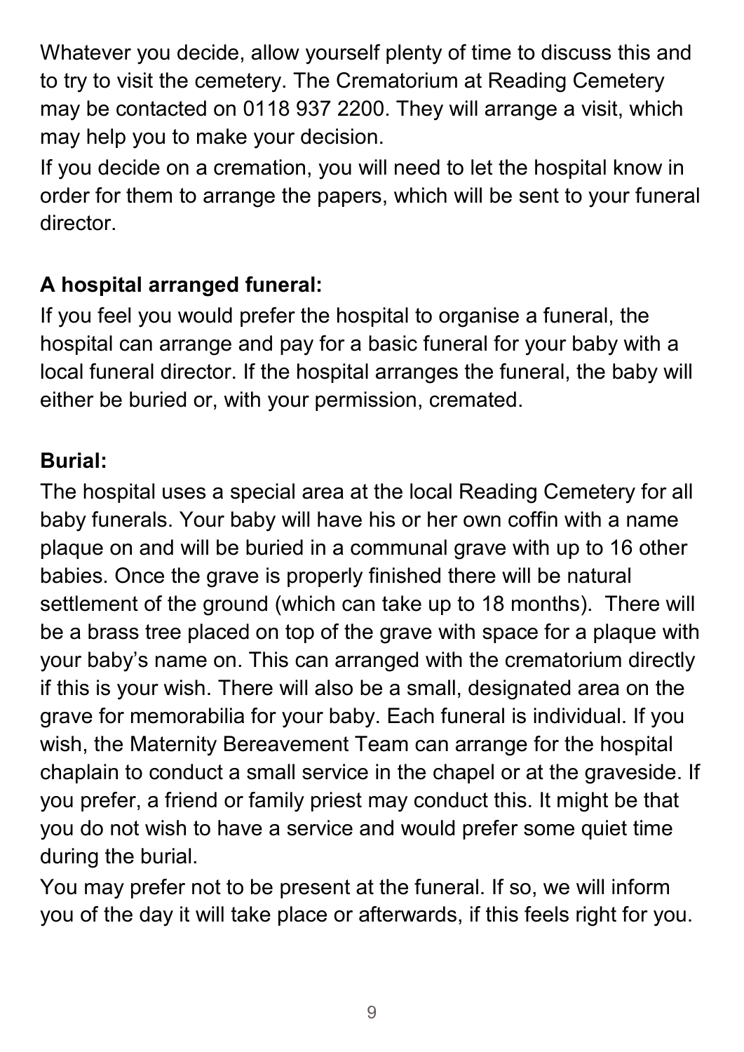Whatever you decide, allow yourself plenty of time to discuss this and to try to visit the cemetery. The Crematorium at Reading Cemetery may be contacted on 0118 937 2200. They will arrange a visit, which may help you to make your decision.

If you decide on a cremation, you will need to let the hospital know in order for them to arrange the papers, which will be sent to your funeral director.

**A hospital arranged funeral:**

If you feel you would prefer the hospital to organise a funeral, the hospital can arrange and pay for a basic funeral for your baby with a local funeral director. If the hospital arranges the funeral, the baby will either be buried or, with your permission, cremated.

**Burial:**

The hospital uses a special area at the local Reading Cemetery for all baby funerals. Your baby will have his or her own coffin with a name plaque on and will be buried in a communal grave with up to 16 other babies. Once the grave is properly finished there will be natural settlement of the ground (which can take up to 18 months). There will be a brass tree placed on top of the grave with space for a plaque with your baby's name on. This can arranged with the crematorium directly if this is your wish. There will also be a small, designated area on the grave for memorabilia for your baby. Each funeral is individual. If you wish, the Maternity Bereavement Team can arrange for the hospital chaplain to conduct a small service in the chapel or at the graveside. If you prefer, a friend or family priest may conduct this. It might be that you do not wish to have a service and would prefer some quiet time during the burial.

You may prefer not to be present at the funeral. If so, we will inform you of the day it will take place or afterwards, if this feels right for you.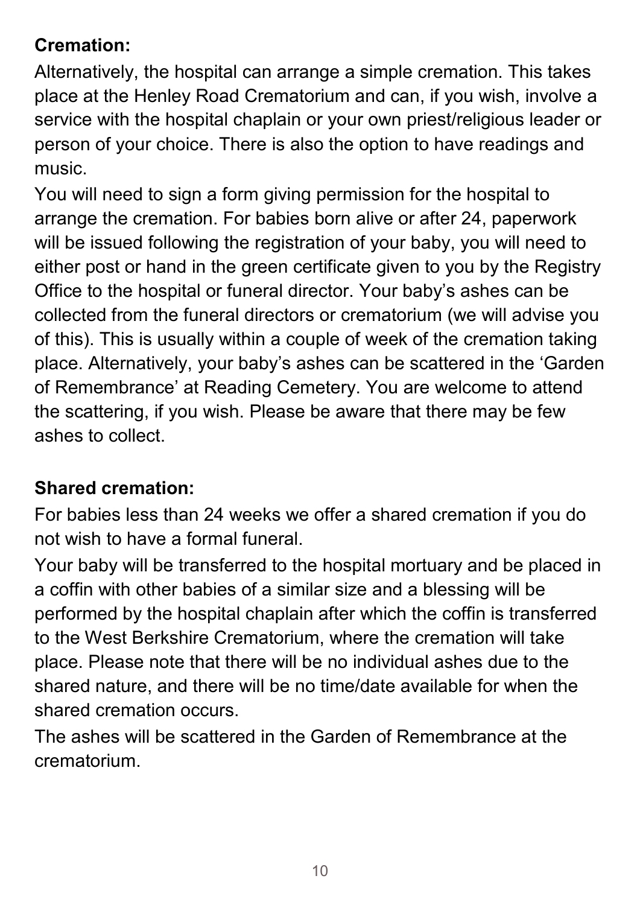**Cremation:**

Alternatively, the hospital can arrange a simple cremation. This takes place at the Henley Road Crematorium and can, if you wish, involve a service with the hospital chaplain or your own priest/religious leader or person of your choice. There is also the option to have readings and music.

You will need to sign a form giving permission for the hospital to arrange the cremation. For babies born alive or after 24, paperwork will be issued following the registration of your baby, you will need to either post or hand in the green certificate given to you by the Registry Office to the hospital or funeral director. Your baby's ashes can be collected from the funeral directors or crematorium (we will advise you of this). This is usually within a couple of week of the cremation taking place. Alternatively, your baby's ashes can be scattered in the 'Garden of Remembrance' at Reading Cemetery. You are welcome to attend the scattering, if you wish. Please be aware that there may be few ashes to collect.

**Shared cremation:**

For babies less than 24 weeks we offer a shared cremation if you do not wish to have a formal funeral.

Your baby will be transferred to the hospital mortuary and be placed in a coffin with other babies of a similar size and a blessing will be performed by the hospital chaplain after which the coffin is transferred to the West Berkshire Crematorium, where the cremation will take place. Please note that there will be no individual ashes due to the shared nature, and there will be no time/date available for when the shared cremation occurs.

The ashes will be scattered in the Garden of Remembrance at the crematorium.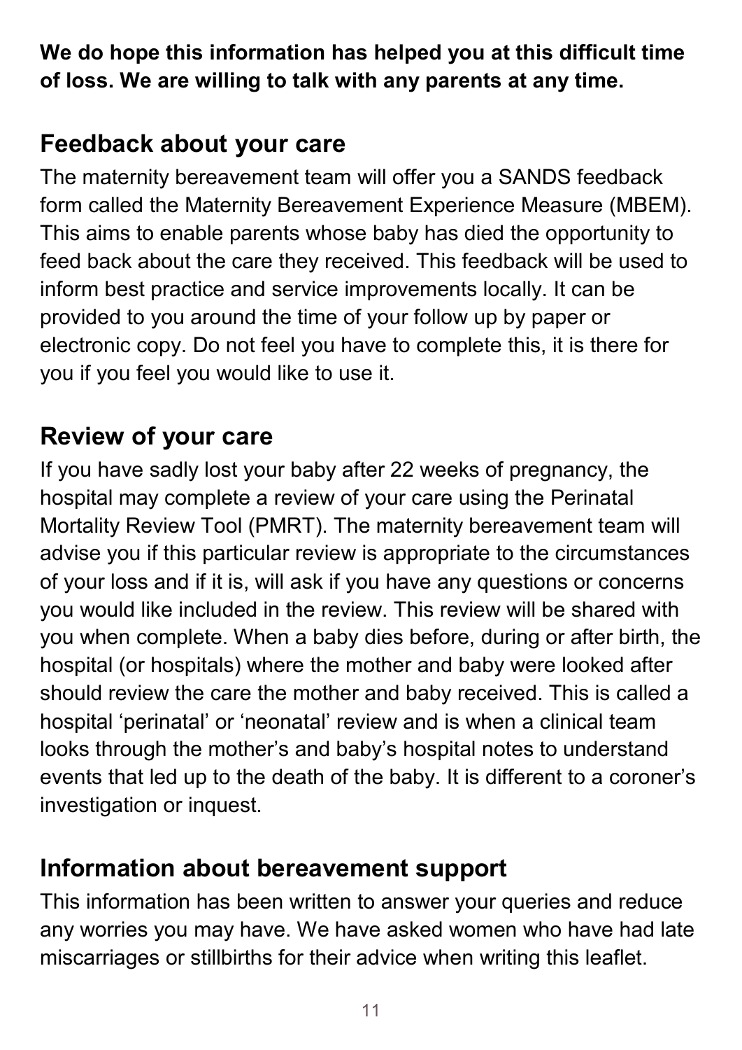**We do hope this information has helped you at this difficult time of loss. We are willing to talk with any parents at any time.**

## Feedback about your care

The maternity bereavement team will offer you a SANDS feedback form called the Maternity Bereavement Experience Measure (MBEM). This aims to enable parents whose baby has died the opportunity to feed back about the care they received. This feedback will be used to inform best practice and service improvements locally. It can be provided to you around the time of your follow up by paper or electronic copy. Do not feel you have to complete this, it is there for you if you feel you would like to use it.

## Review of your care

If you have sadly lost your baby after 22 weeks of pregnancy, the hospital may complete a review of your care using the Perinatal Mortality Review Tool (PMRT). The maternity bereavement team will advise you if this particular review is appropriate to the circumstances of your loss and if it is, will ask if you have any questions or concerns you would like included in the review. This review will be shared with you when complete. When a baby dies before, during or after birth, the hospital (or hospitals) where the mother and baby were looked after should review the care the mother and baby received. This is called a hospital 'perinatal' or 'neonatal' review and is when a clinical team looks through the mother's and baby's hospital notes to understand events that led up to the death of the baby. It is different to a coroner's investigation or inquest.

## Information about bereavement support

This information has been written to answer your queries and reduce any worries you may have. We have asked women who have had late miscarriages or stillbirths for their advice when writing this leaflet.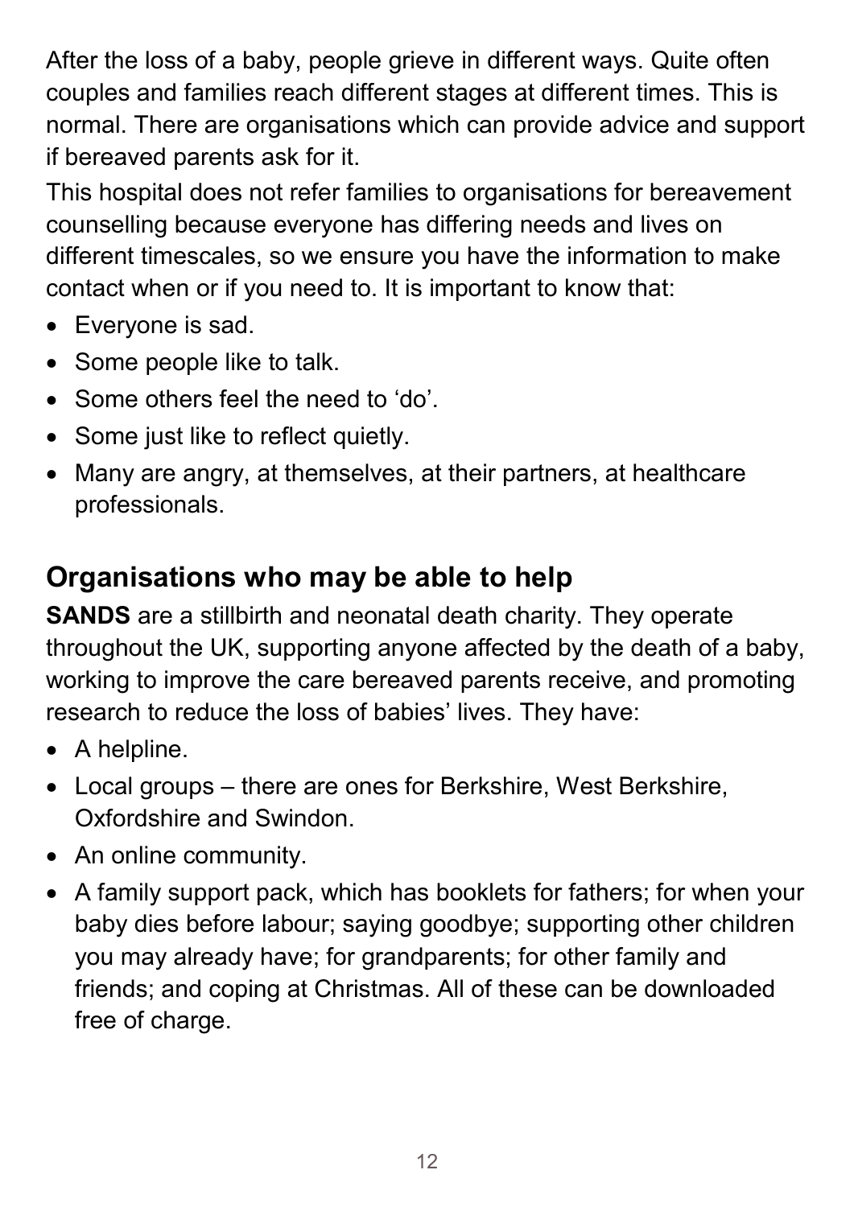After the loss of a baby, people grieve in different ways. Quite often couples and families reach different stages at different times. This is normal. There are organisations which can provide advice and support if bereaved parents ask for it.

This hospital does not refer families to organisations for bereavement counselling because everyone has differing needs and lives on different timescales, so we ensure you have the information to make contact when or if you need to. It is important to know that:

- Everyone is sad.
- Some people like to talk.
- Some others feel the need to 'do'.
- Some just like to reflect quietly.
- Many are angry, at themselves, at their partners, at healthcare professionals.

## Organisations who may be able to help

**SANDS** are a stillbirth and neonatal death charity. They operate throughout the UK, supporting anyone affected by the death of a baby, working to improve the care bereaved parents receive, and promoting research to reduce the loss of babies' lives. They have:

- A helpline.
- Local groups – there are ones for Berkshire, West Berkshire, Oxfordshire and Swindon.
- An online community.
- A family support pack, which has booklets for fathers; for when your baby dies before labour; saying goodbye; supporting other children you may already have; for grandparents; for other family and friends; and coping at Christmas. All of these can be downloaded free of charge.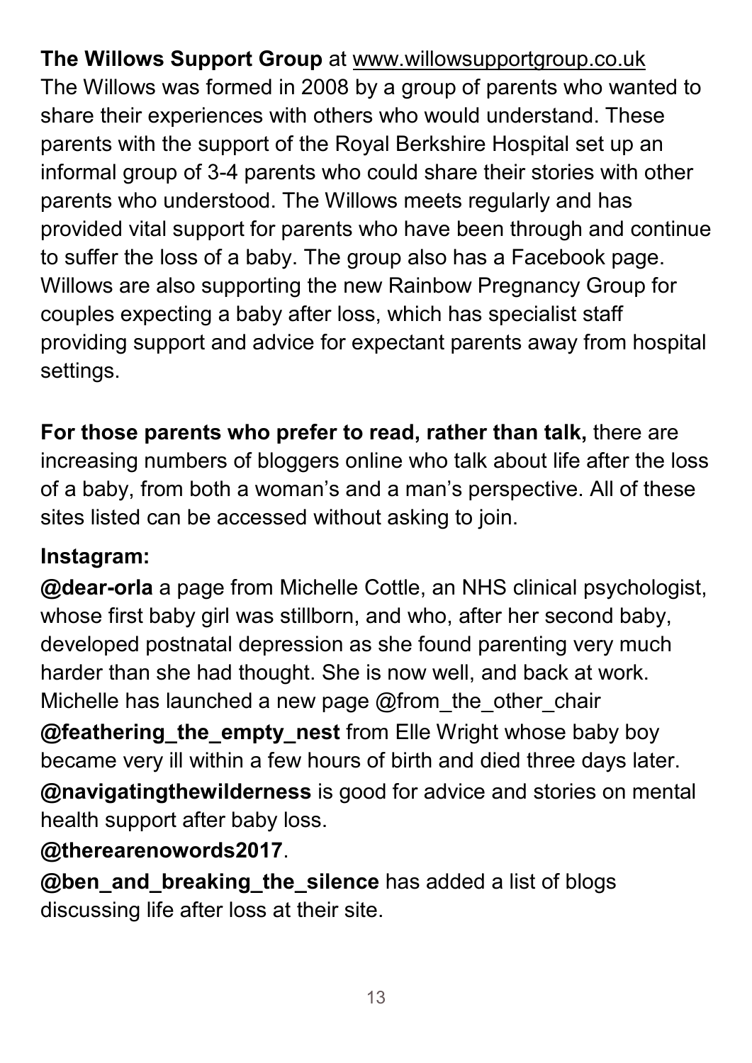**The Willows Support Group** at www.willowsupportgroup.co.uk
The Willows was formed in 2008 by a group of parents who wanted to share their experiences with others who would understand. These parents with the support of the Royal Berkshire Hospital set up an informal group of 3-4 parents who could share their stories with other parents who understood. The Willows meets regularly and has provided vital support for parents who have been through and continue to suffer the loss of a baby. The group also has a Facebook page. Willows are also supporting the new Rainbow Pregnancy Group for couples expecting a baby after loss, which has specialist staff providing support and advice for expectant parents away from hospital settings.

**For those parents who prefer to read, rather than talk,** there are increasing numbers of bloggers online who talk about life after the loss of a baby, from both a woman's and a man's perspective. All of these sites listed can be accessed without asking to join.

**Instagram:**

**@dear-orla** a page from Michelle Cottle, an NHS clinical psychologist, whose first baby girl was stillborn, and who, after her second baby, developed postnatal depression as she found parenting very much harder than she had thought. She is now well, and back at work. Michelle has launched a new page @from_the_other_chair

**@feathering_the_empty_nest** from Elle Wright whose baby boy became very ill within a few hours of birth and died three days later.

**@navigatingthewilderness** is good for advice and stories on mental health support after baby loss.

**@therearenowords2017**.

**@ben_and_breaking_the_silence** has added a list of blogs discussing life after loss at their site.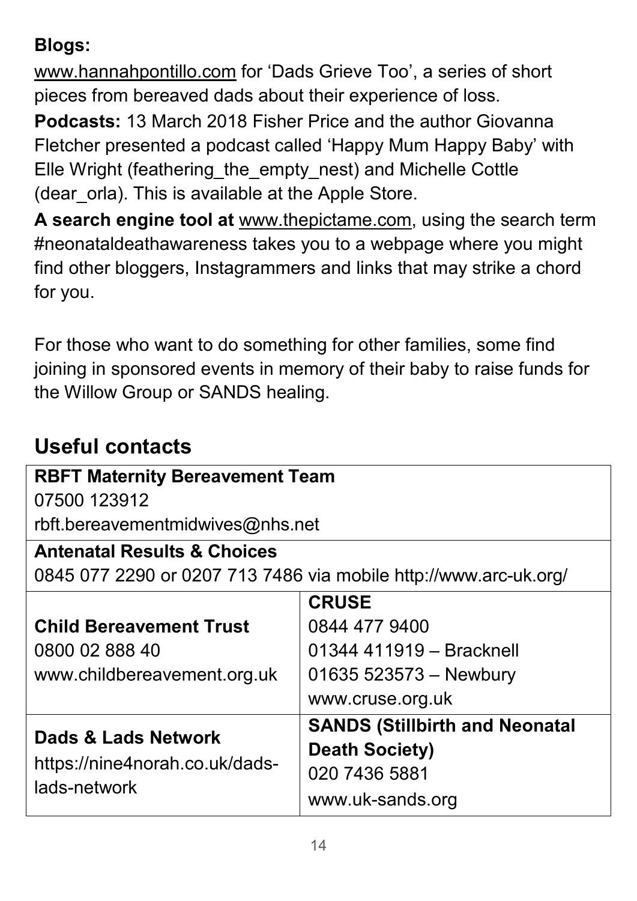**Blogs:**
www.hannahpontillo.com for 'Dads Grieve Too', a series of short pieces from bereaved dads about their experience of loss.

**Podcasts:** 13 March 2018 Fisher Price and the author Giovanna Fletcher presented a podcast called 'Happy Mum Happy Baby' with Elle Wright (feathering_the_empty_nest) and Michelle Cottle (dear_orla). This is available at the Apple Store.

**A search engine tool at** www.thepictame.com, using the search term #neonataldeathawareness takes you to a webpage where you might find other bloggers, Instagrammers and links that may strike a chord for you.

For those who want to do something for other families, some find joining in sponsored events in memory of their baby to raise funds for the Willow Group or SANDS healing.

## Useful contacts

| **RBFT Maternity Bereavement Team**<br>07500 123912<br>rbft.bereavementmidwives@nhs.net | |
|---|---|
| **Antenatal Results & Choices**<br>0845 077 2290 or 0207 713 7486 via mobile http://www.arc-uk.org/ | |
| **Child Bereavement Trust**<br>0800 02 888 40<br>www.childbereavement.org.uk | **CRUSE**<br>0844 477 9400<br>01344 411919 – Bracknell<br>01635 523573 – Newbury<br>www.cruse.org.uk |
| **Dads & Lads Network**<br>https://nine4norah.co.uk/dads-lads-network | **SANDS (Stillbirth and Neonatal Death Society)**<br>020 7436 5881<br>www.uk-sands.org |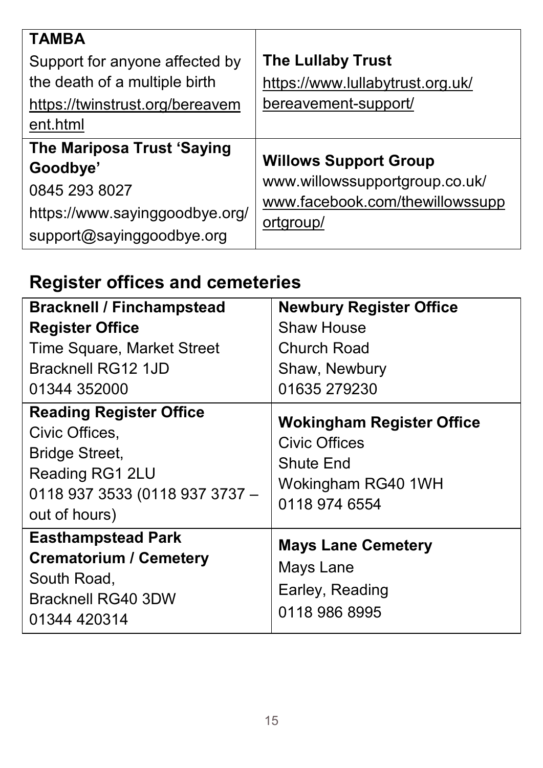| **TAMBA**<br>Support for anyone affected by the death of a multiple birth<br>https://twinstrust.org/bereavement.html | **The Lullaby Trust**<br>https://www.lullabytrust.org.uk/bereavement-support/ |
|---|---|
| **The Mariposa Trust 'Saying Goodbye'**<br>0845 293 8027<br>https://www.sayinggoodbye.org/<br>support@sayinggoodbye.org | **Willows Support Group**<br>www.willowssupportgroup.co.uk/<br>www.facebook.com/thewillowssupportgroup/ |

## Register offices and cemeteries

| **Bracknell / Finchampstead Register Office**<br>Time Square, Market Street<br>Bracknell RG12 1JD<br>01344 352000 | **Newbury Register Office**<br>Shaw House<br>Church Road<br>Shaw, Newbury<br>01635 279230 |
|---|---|
| **Reading Register Office**<br>Civic Offices,<br>Bridge Street,<br>Reading RG1 2LU<br>0118 937 3533 (0118 937 3737 – out of hours) | **Wokingham Register Office**<br>Civic Offices<br>Shute End<br>Wokingham RG40 1WH<br>0118 974 6554 |
| **Easthampstead Park Crematorium / Cemetery**<br>South Road,<br>Bracknell RG40 3DW<br>01344 420314 | **Mays Lane Cemetery**<br>Mays Lane<br>Earley, Reading<br>0118 986 8995 |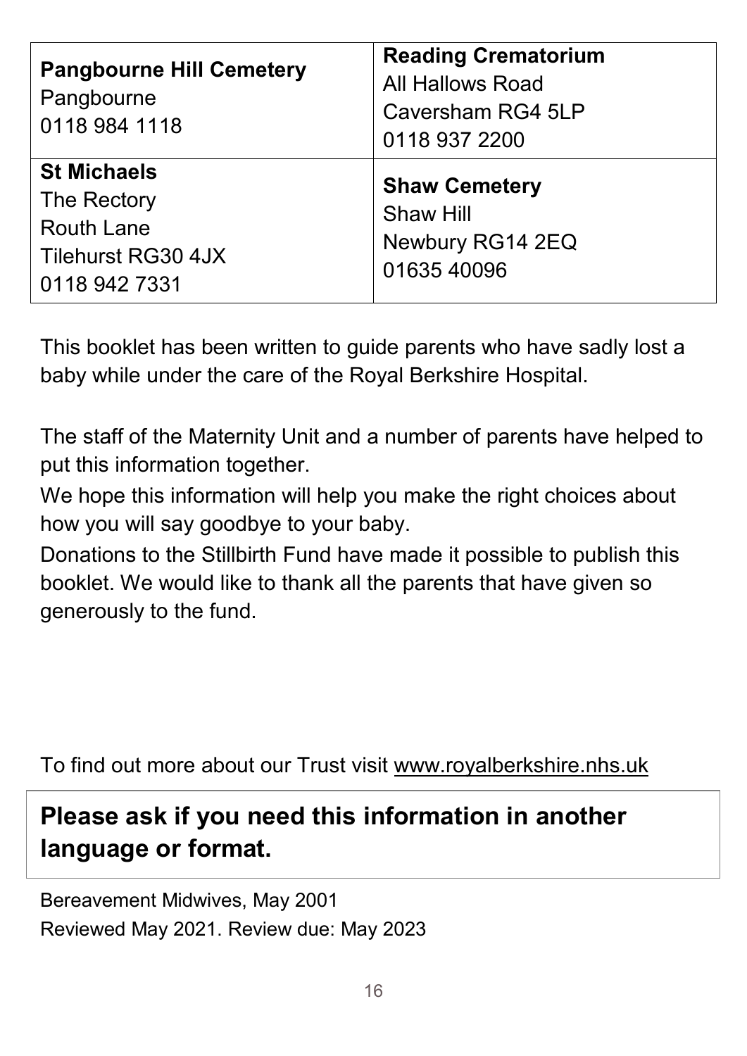| | |
|---|---|
| **Pangbourne Hill Cemetery**<br>Pangbourne<br>0118 984 1118 | **Reading Crematorium**<br>All Hallows Road<br>Caversham RG4 5LP<br>0118 937 2200 |
| **St Michaels**<br>The Rectory<br>Routh Lane<br>Tilehurst RG30 4JX<br>0118 942 7331 | **Shaw Cemetery**<br>Shaw Hill<br>Newbury RG14 2EQ<br>01635 40096 |

This booklet has been written to guide parents who have sadly lost a baby while under the care of the Royal Berkshire Hospital.

The staff of the Maternity Unit and a number of parents have helped to put this information together.

We hope this information will help you make the right choices about how you will say goodbye to your baby.

Donations to the Stillbirth Fund have made it possible to publish this booklet. We would like to thank all the parents that have given so generously to the fund.

To find out more about our Trust visit www.royalberkshire.nhs.uk

**Please ask if you need this information in another language or format.**

Bereavement Midwives, May 2001

Reviewed May 2021. Review due: May 2023